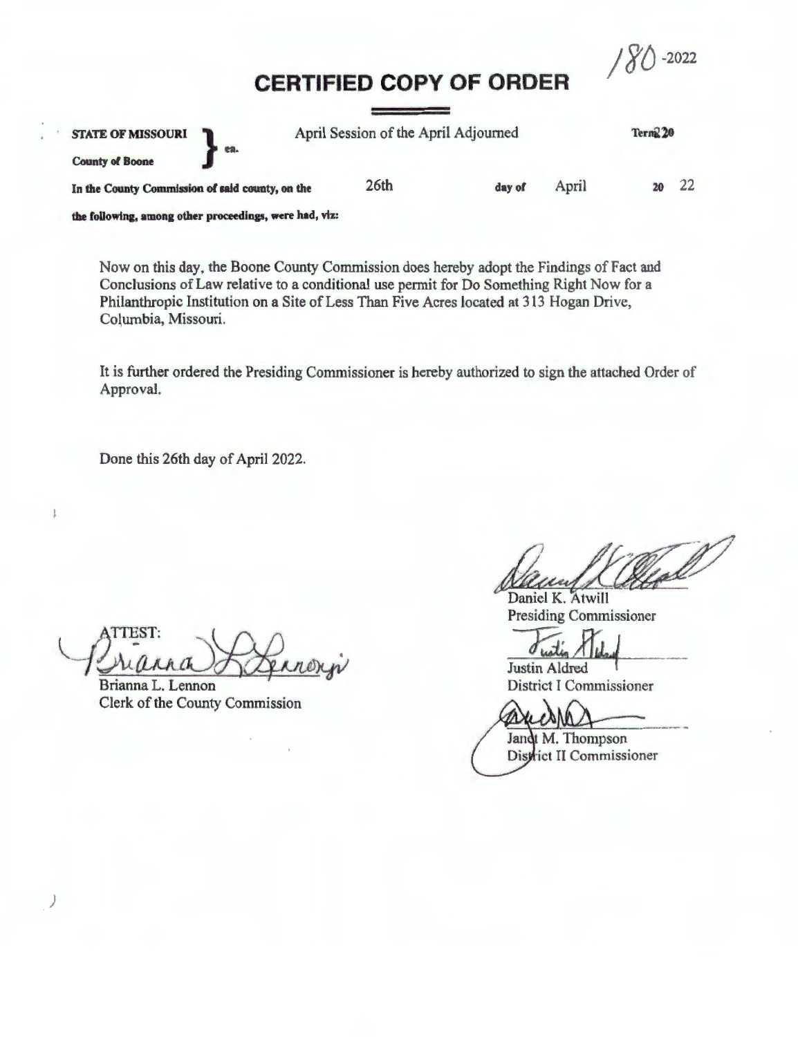180-2022

# CERTIFIED COPY OF ORDER

**STATE OF MISSOURI** } ea.
**County of Boone**

April Session of the April Adjourned **Term. 20**22

**In the County Commission of said county, on the** 26th **day of** April **20** 22

**the following, among other proceedings, were had, viz:**

Now on this day, the Boone County Commission does hereby adopt the Findings of Fact and Conclusions of Law relative to a conditional use permit for Do Something Right Now for a Philanthropic Institution on a Site of Less Than Five Acres located at 313 Hogan Drive, Columbia, Missouri.

It is further ordered the Presiding Commissioner is hereby authorized to sign the attached Order of Approval.

Done this 26th day of April 2022.

ATTEST:

Brianna L. Lennon
Clerk of the County Commission

Daniel K. Atwill
Presiding Commissioner

Justin Aldred
District I Commissioner

Janet M. Thompson
District II Commissioner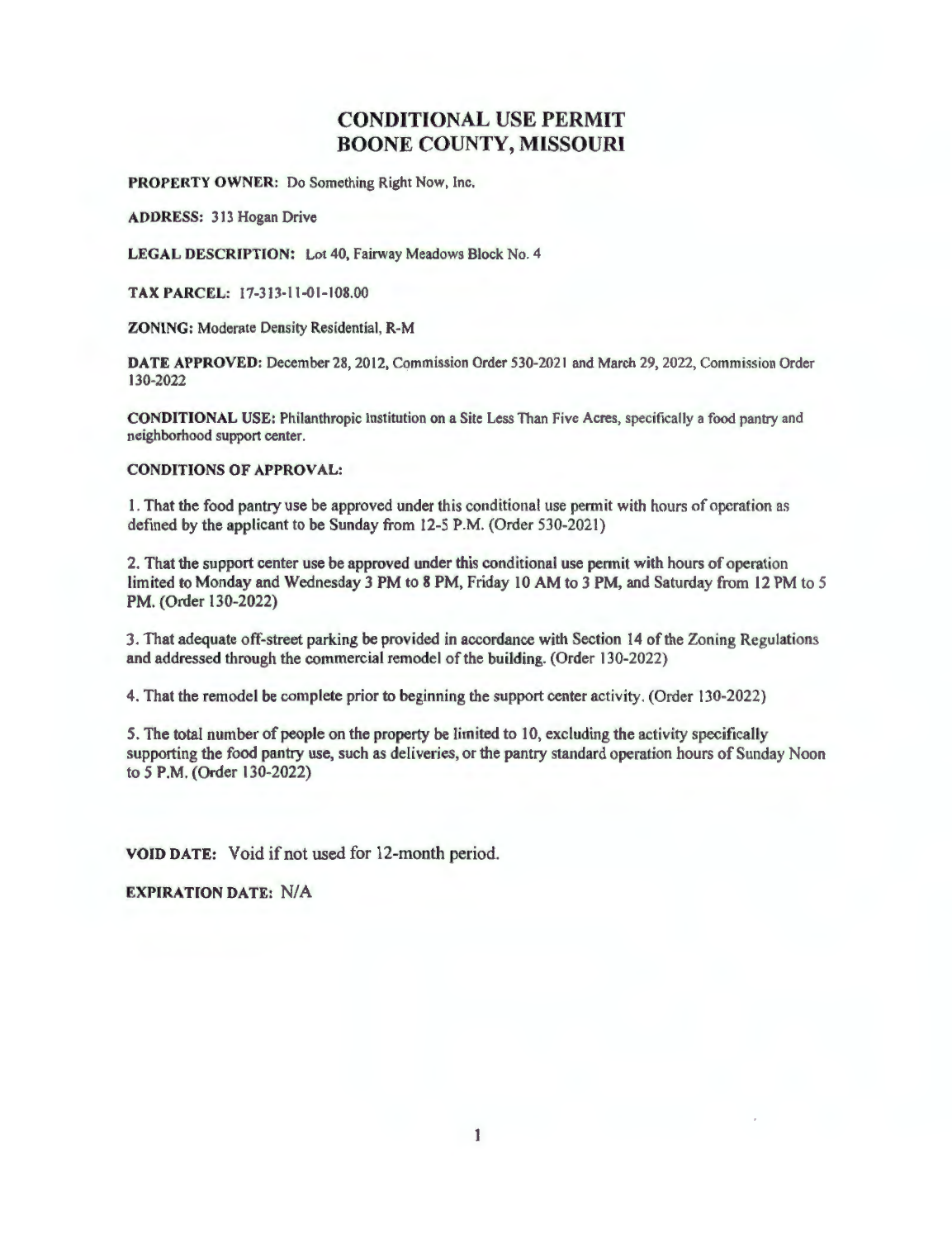# CONDITIONAL USE PERMIT
# BOONE COUNTY, MISSOURI

**PROPERTY OWNER:** Do Something Right Now, Inc.

**ADDRESS:** 313 Hogan Drive

**LEGAL DESCRIPTION:** Lot 40, Fairway Meadows Block No. 4

**TAX PARCEL:** 17-313-11-01-108.00

**ZONING:** Moderate Density Residential, R-M

**DATE APPROVED:** December 28, 2012, Commission Order 530-2021 and March 29, 2022, Commission Order 130-2022

**CONDITIONAL USE:** Philanthropic Institution on a Site Less Than Five Acres, specifically a food pantry and neighborhood support center.

**CONDITIONS OF APPROVAL:**

1. That the food pantry use be approved under this conditional use permit with hours of operation as defined by the applicant to be Sunday from 12-5 P.M. (Order 530-2021)

2. That the support center use be approved under this conditional use permit with hours of operation limited to Monday and Wednesday 3 PM to 8 PM, Friday 10 AM to 3 PM, and Saturday from 12 PM to 5 PM. (Order 130-2022)

3. That adequate off-street parking be provided in accordance with Section 14 of the Zoning Regulations and addressed through the commercial remodel of the building. (Order 130-2022)

4. That the remodel be complete prior to beginning the support center activity. (Order 130-2022)

5. The total number of people on the property be limited to 10, excluding the activity specifically supporting the food pantry use, such as deliveries, or the pantry standard operation hours of Sunday Noon to 5 P.M. (Order 130-2022)

**VOID DATE:** Void if not used for 12-month period.

**EXPIRATION DATE:** N/A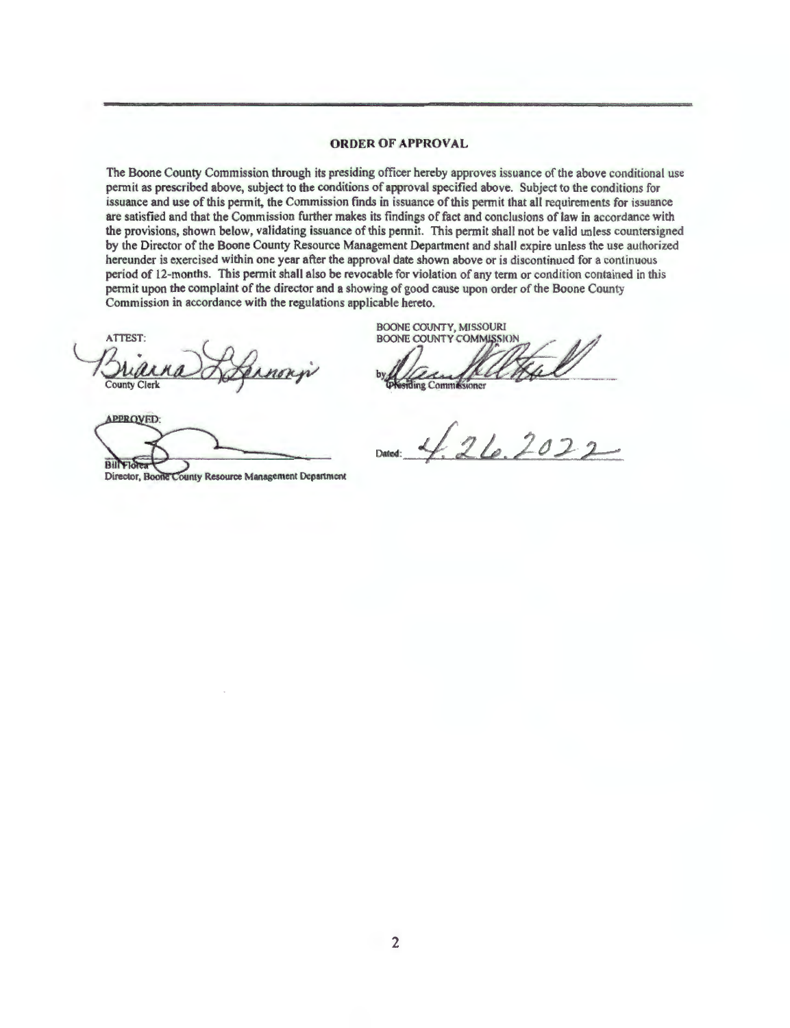## ORDER OF APPROVAL

The Boone County Commission through its presiding officer hereby approves issuance of the above conditional use permit as prescribed above, subject to the conditions of approval specified above. Subject to the conditions for issuance and use of this permit, the Commission finds in issuance of this permit that all requirements for issuance are satisfied and that the Commission further makes its findings of fact and conclusions of law in accordance with the provisions, shown below, validating issuance of this permit. This permit shall not be valid unless countersigned by the Director of the Boone County Resource Management Department and shall expire unless the use authorized hereunder is exercised within one year after the approval date shown above or is discontinued for a continuous period of 12-months. This permit shall also be revocable for violation of any term or condition contained in this permit upon the complaint of the director and a showing of good cause upon order of the Boone County Commission in accordance with the regulations applicable hereto.

ATTEST:

Brianna L. Lennon

County Clerk

BOONE COUNTY, MISSOURI
BOONE COUNTY COMMISSION

by _______________
Presiding Commissioner

APPROVED:

Bill Florea
Director, Boone County Resource Management Department

Dated: 4.26.2022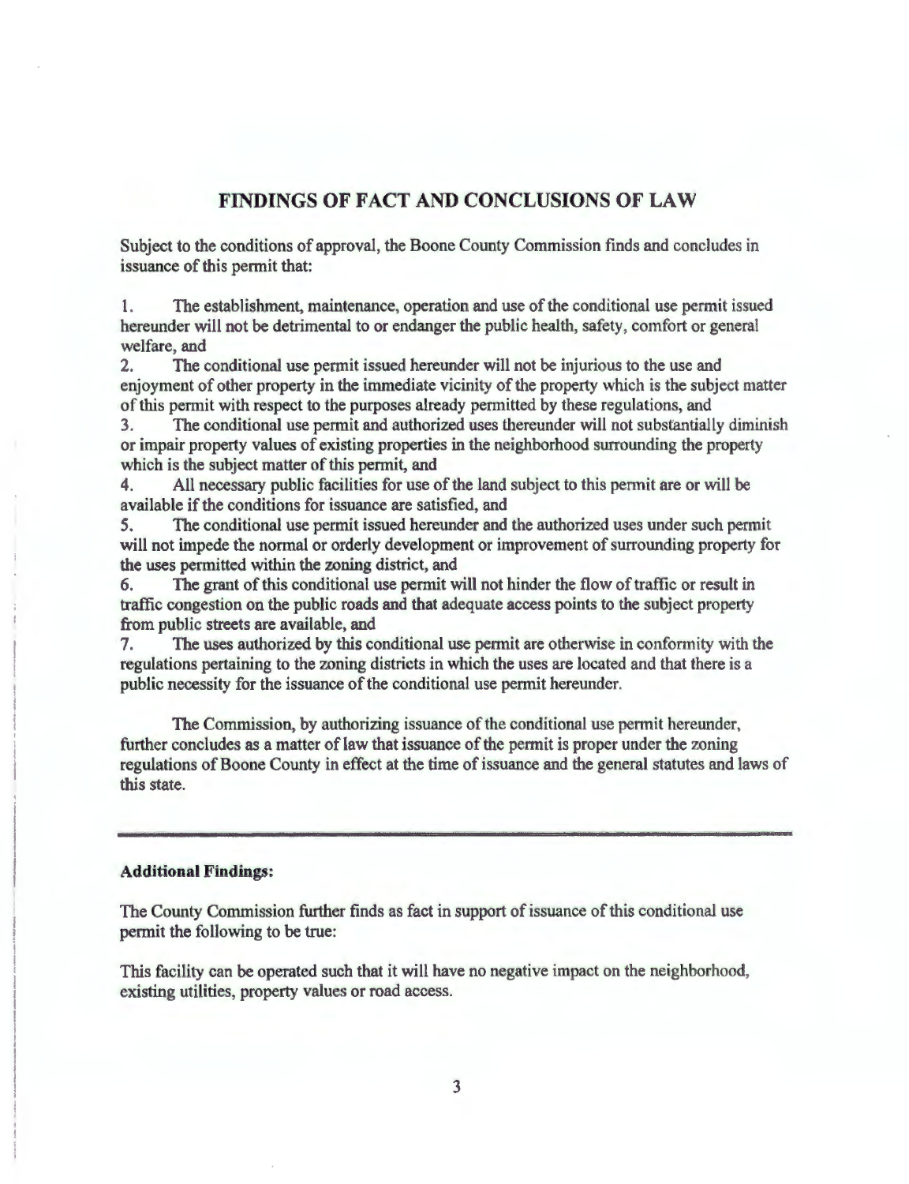## FINDINGS OF FACT AND CONCLUSIONS OF LAW

Subject to the conditions of approval, the Boone County Commission finds and concludes in issuance of this permit that:

1. The establishment, maintenance, operation and use of the conditional use permit issued hereunder will not be detrimental to or endanger the public health, safety, comfort or general welfare, and
2. The conditional use permit issued hereunder will not be injurious to the use and enjoyment of other property in the immediate vicinity of the property which is the subject matter of this permit with respect to the purposes already permitted by these regulations, and
3. The conditional use permit and authorized uses thereunder will not substantially diminish or impair property values of existing properties in the neighborhood surrounding the property which is the subject matter of this permit, and
4. All necessary public facilities for use of the land subject to this permit are or will be available if the conditions for issuance are satisfied, and
5. The conditional use permit issued hereunder and the authorized uses under such permit will not impede the normal or orderly development or improvement of surrounding property for the uses permitted within the zoning district, and
6. The grant of this conditional use permit will not hinder the flow of traffic or result in traffic congestion on the public roads and that adequate access points to the subject property from public streets are available, and
7. The uses authorized by this conditional use permit are otherwise in conformity with the regulations pertaining to the zoning districts in which the uses are located and that there is a public necessity for the issuance of the conditional use permit hereunder.

The Commission, by authorizing issuance of the conditional use permit hereunder, further concludes as a matter of law that issuance of the permit is proper under the zoning regulations of Boone County in effect at the time of issuance and the general statutes and laws of this state.

---

**Additional Findings:**

The County Commission further finds as fact in support of issuance of this conditional use permit the following to be true:

This facility can be operated such that it will have no negative impact on the neighborhood, existing utilities, property values or road access.